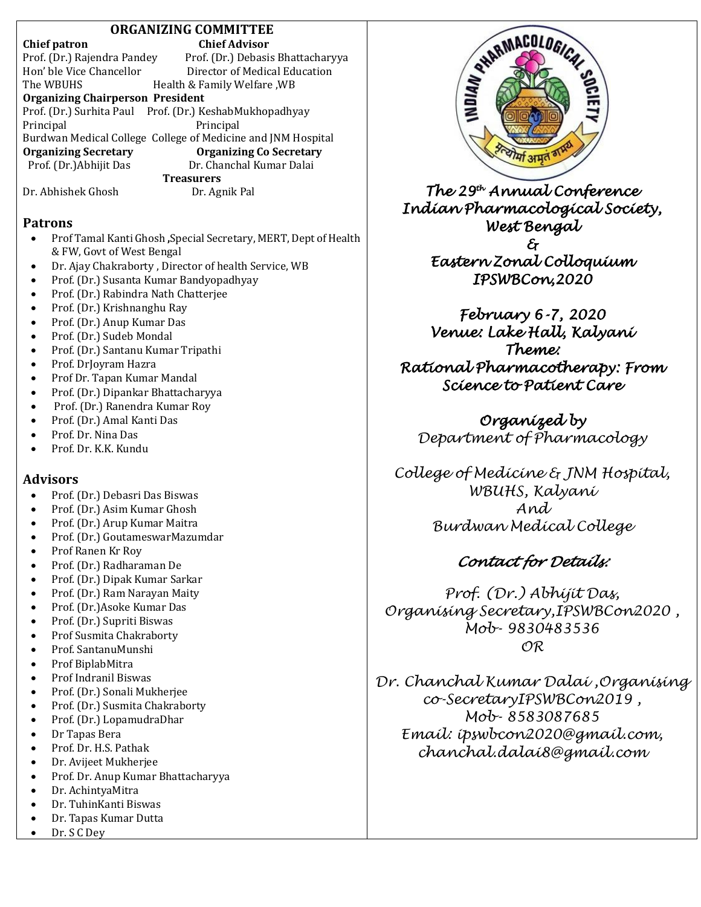## ORGANIZING COMMITTEE

**Chief patron**
Prof. (Dr.) Rajendra Pandey
Hon' ble Vice Chancellor
The WBUHS

**Chief Advisor**
Prof. (Dr.) Debasis Bhattacharyya
Director of Medical Education
Health & Family Welfare ,WB

**Organizing Chairperson**
Prof. (Dr.) Surhita Paul
Principal
Burdwan Medical College

**President**
Prof. (Dr.) KeshabMukhopadhyay
Principal
College of Medicine and JNM Hospital

**Organizing Secretary**
Prof. (Dr.)Abhijit Das

**Organizing Co Secretary**
Dr. Chanchal Kumar Dalai

**Treasurers**
Dr. Abhishek Ghosh
Dr. Agnik Pal

### Patrons

- Prof Tamal Kanti Ghosh ,Special Secretary, MERT, Dept of Health & FW, Govt of West Bengal
- Dr. Ajay Chakraborty , Director of health Service, WB
- Prof. (Dr.) Susanta Kumar Bandyopadhyay
- Prof. (Dr.) Rabindra Nath Chatterjee
- Prof. (Dr.) Krishnanghu Ray
- Prof. (Dr.) Anup Kumar Das
- Prof. (Dr.) Sudeb Mondal
- Prof. (Dr.) Santanu Kumar Tripathi
- Prof. DrJoyram Hazra
- Prof Dr. Tapan Kumar Mandal
- Prof. (Dr.) Dipankar Bhattacharyya
- Prof. (Dr.) Ranendra Kumar Roy
- Prof. (Dr.) Amal Kanti Das
- Prof. Dr. Nina Das
- Prof. Dr. K.K. Kundu

### Advisors

- Prof. (Dr.) Debasri Das Biswas
- Prof. (Dr.) Asim Kumar Ghosh
- Prof. (Dr.) Arup Kumar Maitra
- Prof. (Dr.) GoutameswarMazumdar
- Prof Ranen Kr Roy
- Prof. (Dr.) Radharaman De
- Prof. (Dr.) Dipak Kumar Sarkar
- Prof. (Dr.) Ram Narayan Maity
- Prof. (Dr.)Asoke Kumar Das
- Prof. (Dr.) Supriti Biswas
- Prof Susmita Chakraborty
- Prof. SantanuMunshi
- Prof BiplabMitra
- Prof Indranil Biswas
- Prof. (Dr.) Sonali Mukherjee
- Prof. (Dr.) Susmita Chakraborty
- Prof. (Dr.) LopamudraDhar
- Dr Tapas Bera
- Prof. Dr. H.S. Pathak
- Dr. Avijeet Mukherjee
- Prof. Dr. Anup Kumar Bhattacharyya
- Dr. AchintyaMitra
- Dr. TuhinKanti Biswas
- Dr. Tapas Kumar Dutta
- Dr. S C Dey

INDIAN PHARMACOLOGICAL SOCIETY
मृत्योर्मा अमृतं गमय

# *The 29th Annual Conference Indian Pharmacological Society, West Bengal & Eastern Zonal Colloquium IPSWBCon,2020*

***February 6-7, 2020***
***Venue: Lake Hall, Kalyani***
***Theme:***
***Rational Pharmacotherapy: From Science to Patient Care***

***Organized by***
*Department of Pharmacology*

*College of Medicine & JNM Hospital, WBUHS, Kalyani*
*And*
*Burdwan Medical College*

***Contact for Details:***

*Prof. (Dr.) Abhijit Das,*
*Organising Secretary,IPSWBCon2020 ,*
*Mob- 9830483536*
*OR*

*Dr. Chanchal Kumar Dalai ,Organising co-SecretaryIPSWBCon2019 ,*
*Mob- 8583087685*
*Email: ipswbcon2020@gmail.com, chanchal.dalai8@gmail.com*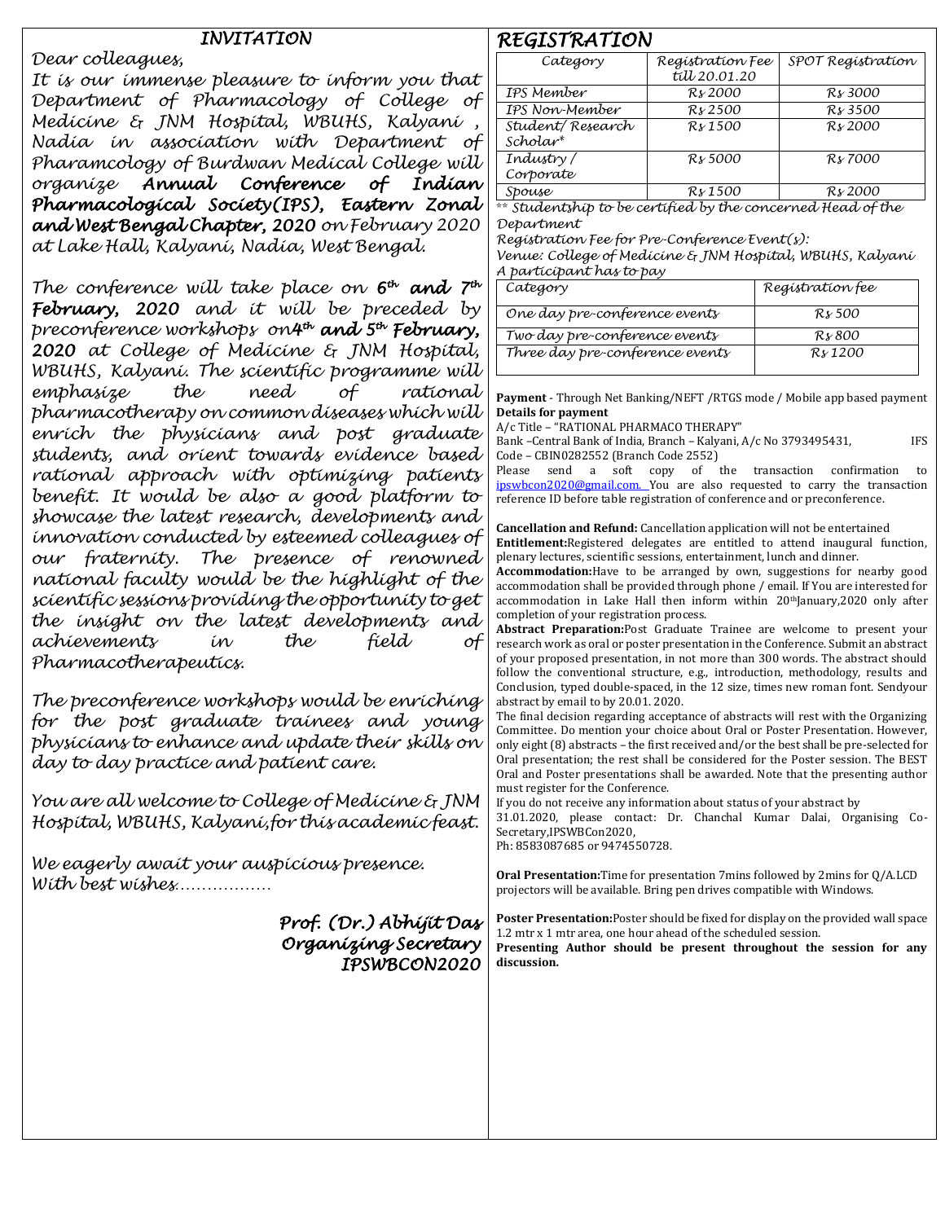## INVITATION

Dear colleagues,

It is our immense pleasure to inform you that Department of Pharmacology of College of Medicine & JNM Hospital, WBUHS, Kalyani , Nadia in association with Department of Pharamcology of Burdwan Medical College will organize **Annual Conference of Indian Pharmacological Society(IPS), Eastern Zonal and West Bengal Chapter, 2020** on February 2020 at Lake Hall, Kalyani, Nadia, West Bengal.

The conference will take place on **6th and 7th February, 2020** and it will be preceded by preconference workshops on **4th and 5th February, 2020** at College of Medicine & JNM Hospital, WBUHS, Kalyani. The scientific programme will emphasize the need of rational pharmacotherapy on common diseases which will enrich the physicians and post graduate students, and orient towards evidence based rational approach with optimizing patients benefit. It would be also a good platform to showcase the latest research, developments and innovation conducted by esteemed colleagues of our fraternity. The presence of renowned national faculty would be the highlight of the scientific sessions providing the opportunity to get the insight on the latest developments and achievements in the field of Pharmacotherapeutics.

The preconference workshops would be enriching for the post graduate trainees and young physicians to enhance and update their skills on day to day practice and patient care.

You are all welcome to College of Medicine & JNM Hospital, WBUHS, Kalyani, for this academic feast.

We eagerly await your auspicious presence.
With best wishes………………

Prof. (Dr.) Abhijit Das
Organizing Secretary
IPSWBCON2020

## REGISTRATION

| Category | Registration Fee till 20.01.20 | SPOT Registration |
|---|---|---|
| IPS Member | Rs 2000 | Rs 3000 |
| IPS Non-Member | Rs 2500 | Rs 3500 |
| Student/ Research Scholar* | Rs 1500 | Rs 2000 |
| Industry / Corporate | Rs 5000 | Rs 7000 |
| Spouse | Rs 1500 | Rs 2000 |

** Studentship to be certified by the concerned Head of the Department

Registration Fee for Pre-Conference Event(s):
Venue: College of Medicine & JNM Hospital, WBUHS, Kalyani
A participant has to pay

| Category | Registration fee |
|---|---|
| One day pre-conference events | Rs 500 |
| Two day pre-conference events | Rs 800 |
| Three day pre-conference events | Rs 1200 |

**Payment** - Through Net Banking/NEFT /RTGS mode / Mobile app based payment

**Details for payment**

A/c Title – "RATIONAL PHARMACO THERAPY"
Bank –Central Bank of India, Branch – Kalyani, A/c No 3793495431, IFS Code – CBIN0282552 (Branch Code 2552)

Please send a soft copy of the transaction confirmation to ipswbcon2020@gmail.com. You are also requested to carry the transaction reference ID before table registration of conference and or preconference.

**Cancellation and Refund:** Cancellation application will not be entertained

**Entitlement:** Registered delegates are entitled to attend inaugural function, plenary lectures, scientific sessions, entertainment, lunch and dinner.

**Accommodation:** Have to be arranged by own, suggestions for nearby good accommodation shall be provided through phone / email. If You are interested for accommodation in Lake Hall then inform within 20th January,2020 only after completion of your registration process.

**Abstract Preparation:** Post Graduate Trainee are welcome to present your research work as oral or poster presentation in the Conference. Submit an abstract of your proposed presentation, in not more than 300 words. The abstract should follow the conventional structure, e.g., introduction, methodology, results and Conclusion, typed double-spaced, in the 12 size, times new roman font. Send your abstract by email to by 20.01. 2020.

The final decision regarding acceptance of abstracts will rest with the Organizing Committee. Do mention your choice about Oral or Poster Presentation. However, only eight (8) abstracts – the first received and/or the best shall be pre-selected for Oral presentation; the rest shall be considered for the Poster session. The BEST Oral and Poster presentations shall be awarded. Note that the presenting author must register for the Conference.

If you do not receive any information about status of your abstract by 31.01.2020, please contact: Dr. Chanchal Kumar Dalai, Organising Co-Secretary,IPSWBCon2020,
Ph: 8583087685 or 9474550728.

**Oral Presentation:** Time for presentation 7mins followed by 2mins for Q/A.LCD projectors will be available. Bring pen drives compatible with Windows.

**Poster Presentation:** Poster should be fixed for display on the provided wall space 1.2 mtr x 1 mtr area, one hour ahead of the scheduled session.

**Presenting Author should be present throughout the session for any discussion.**